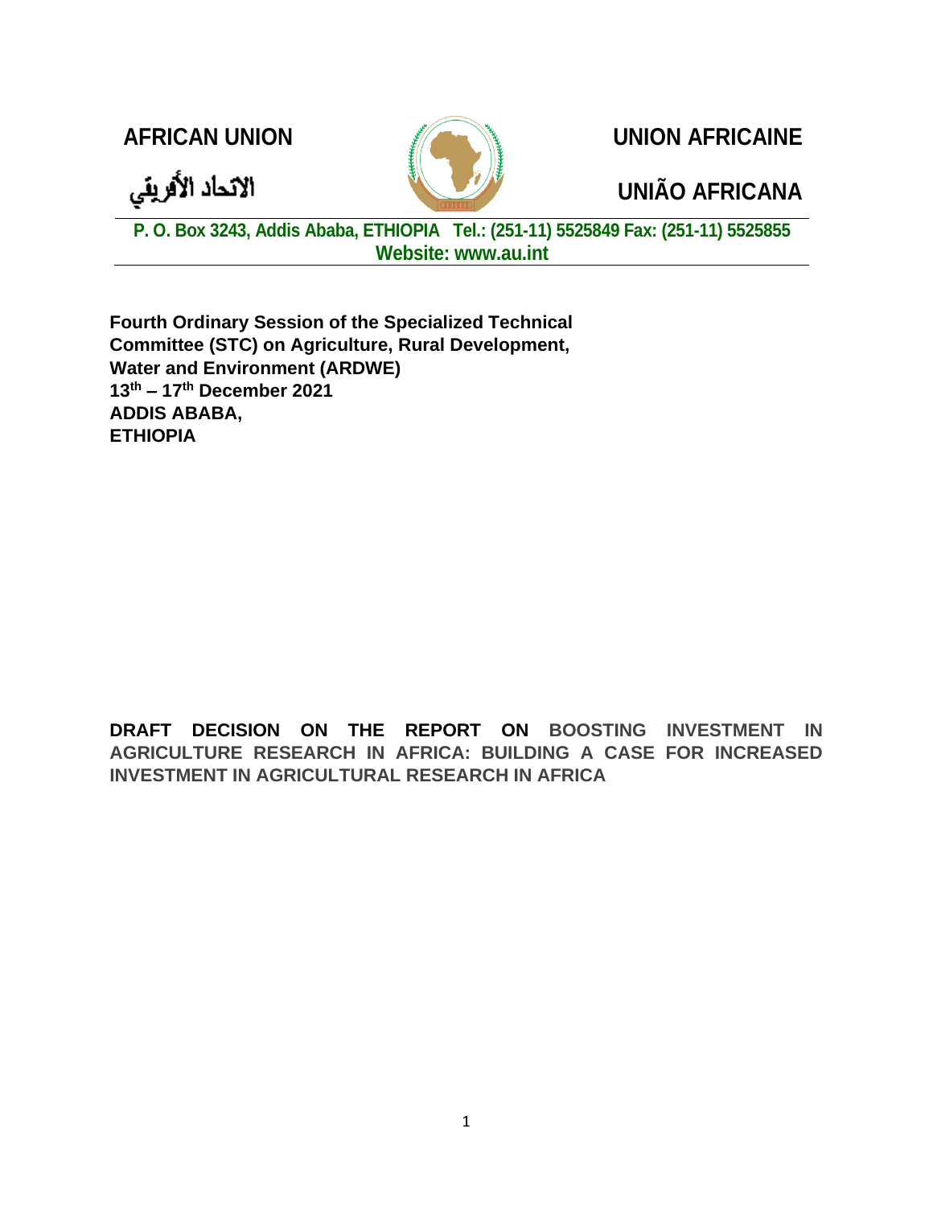**AFRICAN UNION** | **UNION AFRICAINE**

الاتحاد الأفريقي | **UNIÃO AFRICANA**

**P. O. Box 3243, Addis Ababa, ETHIOPIA Tel.: (251-11) 5525849 Fax: (251-11) 5525855**
**Website: www.au.int**

**Fourth Ordinary Session of the Specialized Technical Committee (STC) on Agriculture, Rural Development, Water and Environment (ARDWE)**
**13th – 17th December 2021**
**ADDIS ABABA,**
**ETHIOPIA**

**DRAFT DECISION ON THE REPORT ON BOOSTING INVESTMENT IN AGRICULTURE RESEARCH IN AFRICA: BUILDING A CASE FOR INCREASED INVESTMENT IN AGRICULTURAL RESEARCH IN AFRICA**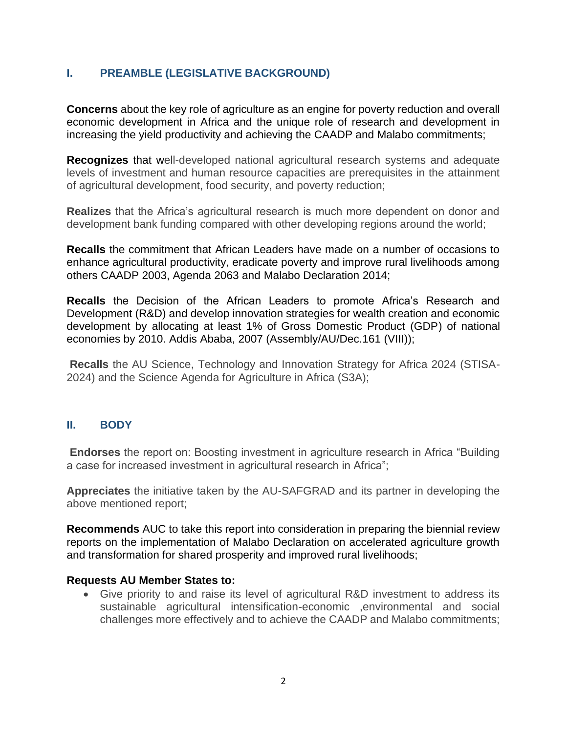## I. PREAMBLE (LEGISLATIVE BACKGROUND)

**Concerns** about the key role of agriculture as an engine for poverty reduction and overall economic development in Africa and the unique role of research and development in increasing the yield productivity and achieving the CAADP and Malabo commitments;

**Recognizes** that well-developed national agricultural research systems and adequate levels of investment and human resource capacities are prerequisites in the attainment of agricultural development, food security, and poverty reduction;

**Realizes** that the Africa's agricultural research is much more dependent on donor and development bank funding compared with other developing regions around the world;

**Recalls** the commitment that African Leaders have made on a number of occasions to enhance agricultural productivity, eradicate poverty and improve rural livelihoods among others CAADP 2003, Agenda 2063 and Malabo Declaration 2014;

**Recalls** the Decision of the African Leaders to promote Africa's Research and Development (R&D) and develop innovation strategies for wealth creation and economic development by allocating at least 1% of Gross Domestic Product (GDP) of national economies by 2010. Addis Ababa, 2007 (Assembly/AU/Dec.161 (VIII));

**Recalls** the AU Science, Technology and Innovation Strategy for Africa 2024 (STISA-2024) and the Science Agenda for Agriculture in Africa (S3A);

## II. BODY

**Endorses** the report on: Boosting investment in agriculture research in Africa "Building a case for increased investment in agricultural research in Africa";

**Appreciates** the initiative taken by the AU-SAFGRAD and its partner in developing the above mentioned report;

**Recommends** AUC to take this report into consideration in preparing the biennial review reports on the implementation of Malabo Declaration on accelerated agriculture growth and transformation for shared prosperity and improved rural livelihoods;

**Requests AU Member States to:**

- Give priority to and raise its level of agricultural R&D investment to address its sustainable agricultural intensification-economic ,environmental and social challenges more effectively and to achieve the CAADP and Malabo commitments;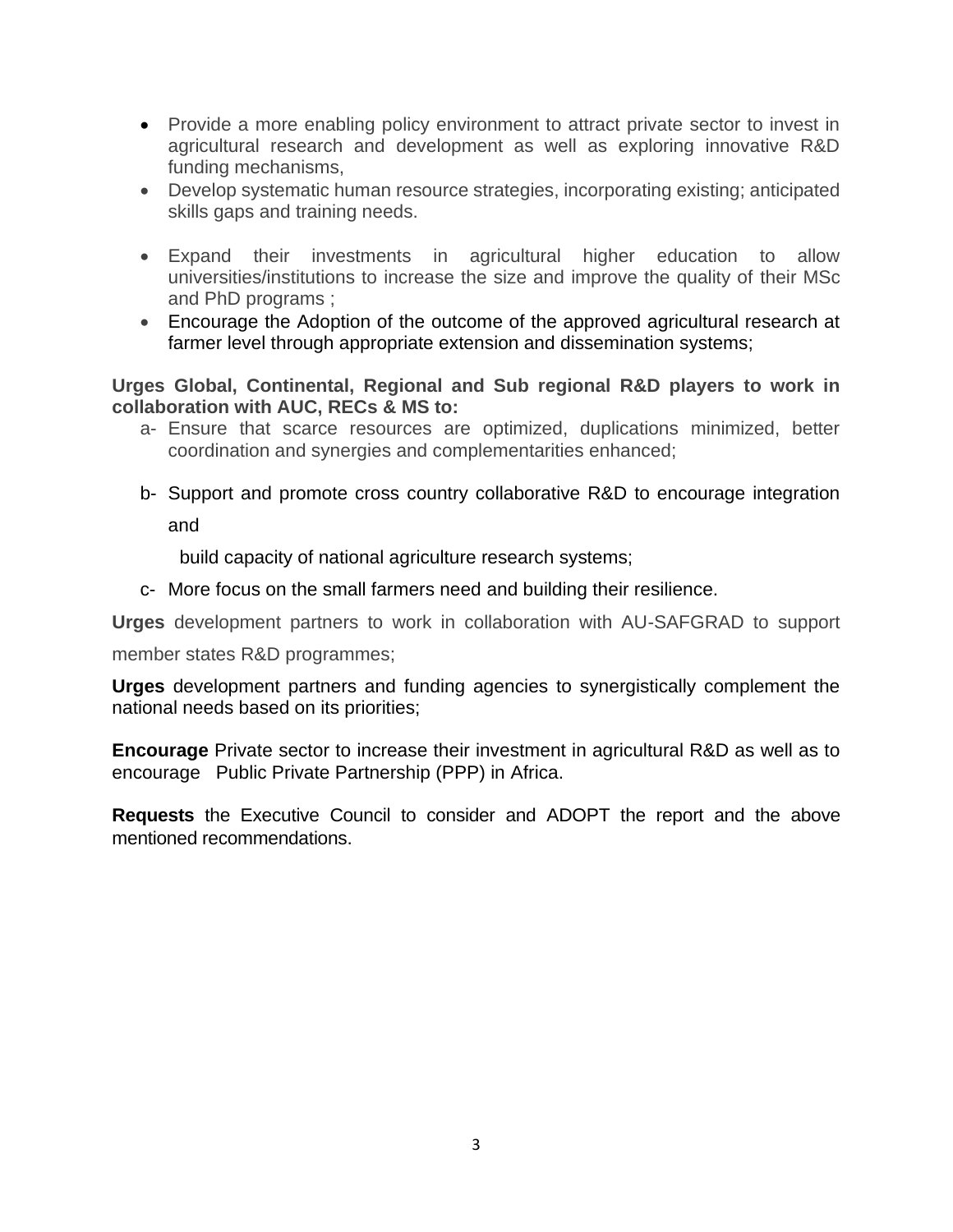- Provide a more enabling policy environment to attract private sector to invest in agricultural research and development as well as exploring innovative R&D funding mechanisms,
- Develop systematic human resource strategies, incorporating existing; anticipated skills gaps and training needs.
- Expand their investments in agricultural higher education to allow universities/institutions to increase the size and improve the quality of their MSc and PhD programs ;
- Encourage the Adoption of the outcome of the approved agricultural research at farmer level through appropriate extension and dissemination systems;

**Urges Global, Continental, Regional and Sub regional R&D players to work in collaboration with AUC, RECs & MS to:**

a- Ensure that scarce resources are optimized, duplications minimized, better coordination and synergies and complementarities enhanced;

b- Support and promote cross country collaborative R&D to encourage integration and

build capacity of national agriculture research systems;

c- More focus on the small farmers need and building their resilience.

**Urges** development partners to work in collaboration with AU-SAFGRAD to support member states R&D programmes;

**Urges** development partners and funding agencies to synergistically complement the national needs based on its priorities;

**Encourage** Private sector to increase their investment in agricultural R&D as well as to encourage Public Private Partnership (PPP) in Africa.

**Requests** the Executive Council to consider and ADOPT the report and the above mentioned recommendations.